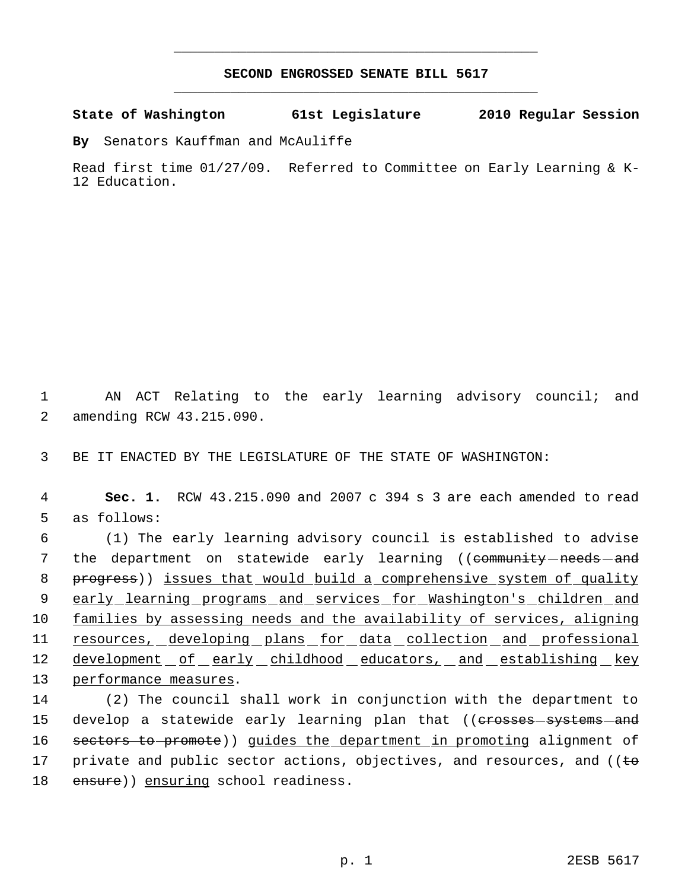# SECOND ENGROSSED SENATE BILL 5617

**State of Washington 61st Legislature 2010 Regular Session**

**By** Senators Kauffman and McAuliffe

Read first time 01/27/09. Referred to Committee on Early Learning & K-12 Education.

1 AN ACT Relating to the early learning advisory council; and
2 amending RCW 43.215.090.

3 BE IT ENACTED BY THE LEGISLATURE OF THE STATE OF WASHINGTON:

4 **Sec. 1.** RCW 43.215.090 and 2007 c 394 s 3 are each amended to read
5 as follows:

6 (1) The early learning advisory council is established to advise
7 the department on statewide early learning ((~~community needs and~~
8 ~~progress~~)) <u>issues that would build a comprehensive system of quality</u>
9 <u>early learning programs and services for Washington's children and</u>
10 <u>families by assessing needs and the availability of services, aligning</u>
11 <u>resources, developing plans for data collection and professional</u>
12 <u>development of early childhood educators, and establishing key</u>
13 <u>performance measures</u>.

14 (2) The council shall work in conjunction with the department to
15 develop a statewide early learning plan that ((~~crosses systems and~~
16 ~~sectors to promote~~)) <u>guides the department in promoting</u> alignment of
17 private and public sector actions, objectives, and resources, and ((~~to~~
18 ~~ensure~~)) <u>ensuring</u> school readiness.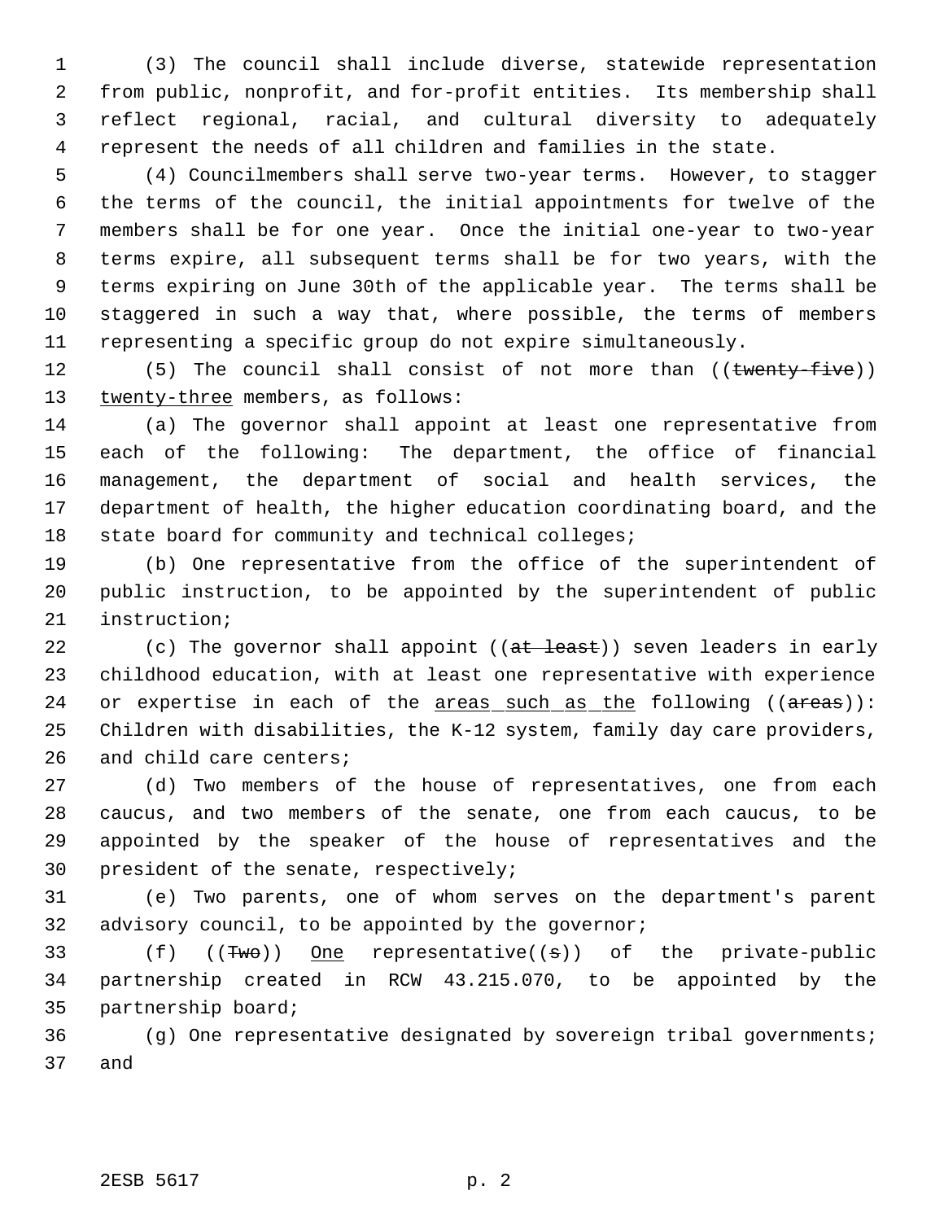(3) The council shall include diverse, statewide representation from public, nonprofit, and for-profit entities. Its membership shall reflect regional, racial, and cultural diversity to adequately represent the needs of all children and families in the state.

(4) Councilmembers shall serve two-year terms. However, to stagger the terms of the council, the initial appointments for twelve of the members shall be for one year. Once the initial one-year to two-year terms expire, all subsequent terms shall be for two years, with the terms expiring on June 30th of the applicable year. The terms shall be staggered in such a way that, where possible, the terms of members representing a specific group do not expire simultaneously.

(5) The council shall consist of not more than ((~~twenty-five~~)) <u>twenty-three</u> members, as follows:

(a) The governor shall appoint at least one representative from each of the following: The department, the office of financial management, the department of social and health services, the department of health, the higher education coordinating board, and the state board for community and technical colleges;

(b) One representative from the office of the superintendent of public instruction, to be appointed by the superintendent of public instruction;

(c) The governor shall appoint ((~~at least~~)) seven leaders in early childhood education, with at least one representative with experience or expertise in each of the <u>areas such as the</u> following ((~~areas~~)): Children with disabilities, the K-12 system, family day care providers, and child care centers;

(d) Two members of the house of representatives, one from each caucus, and two members of the senate, one from each caucus, to be appointed by the speaker of the house of representatives and the president of the senate, respectively;

(e) Two parents, one of whom serves on the department's parent advisory council, to be appointed by the governor;

(f) ((~~Two~~)) <u>One</u> representative((~~s~~)) of the private-public partnership created in RCW 43.215.070, to be appointed by the partnership board;

(g) One representative designated by sovereign tribal governments; and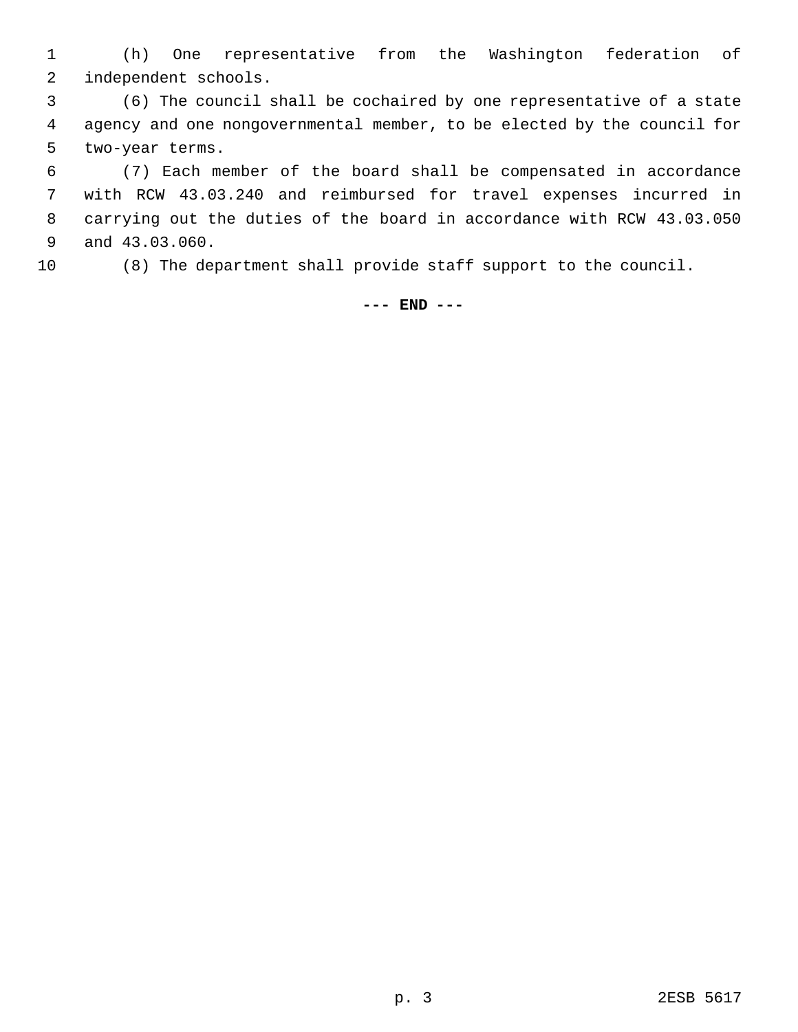(h) One representative from the Washington federation of independent schools.

(6) The council shall be cochaired by one representative of a state agency and one nongovernmental member, to be elected by the council for two-year terms.

(7) Each member of the board shall be compensated in accordance with RCW 43.03.240 and reimbursed for travel expenses incurred in carrying out the duties of the board in accordance with RCW 43.03.050 and 43.03.060.

(8) The department shall provide staff support to the council.

**--- END ---**